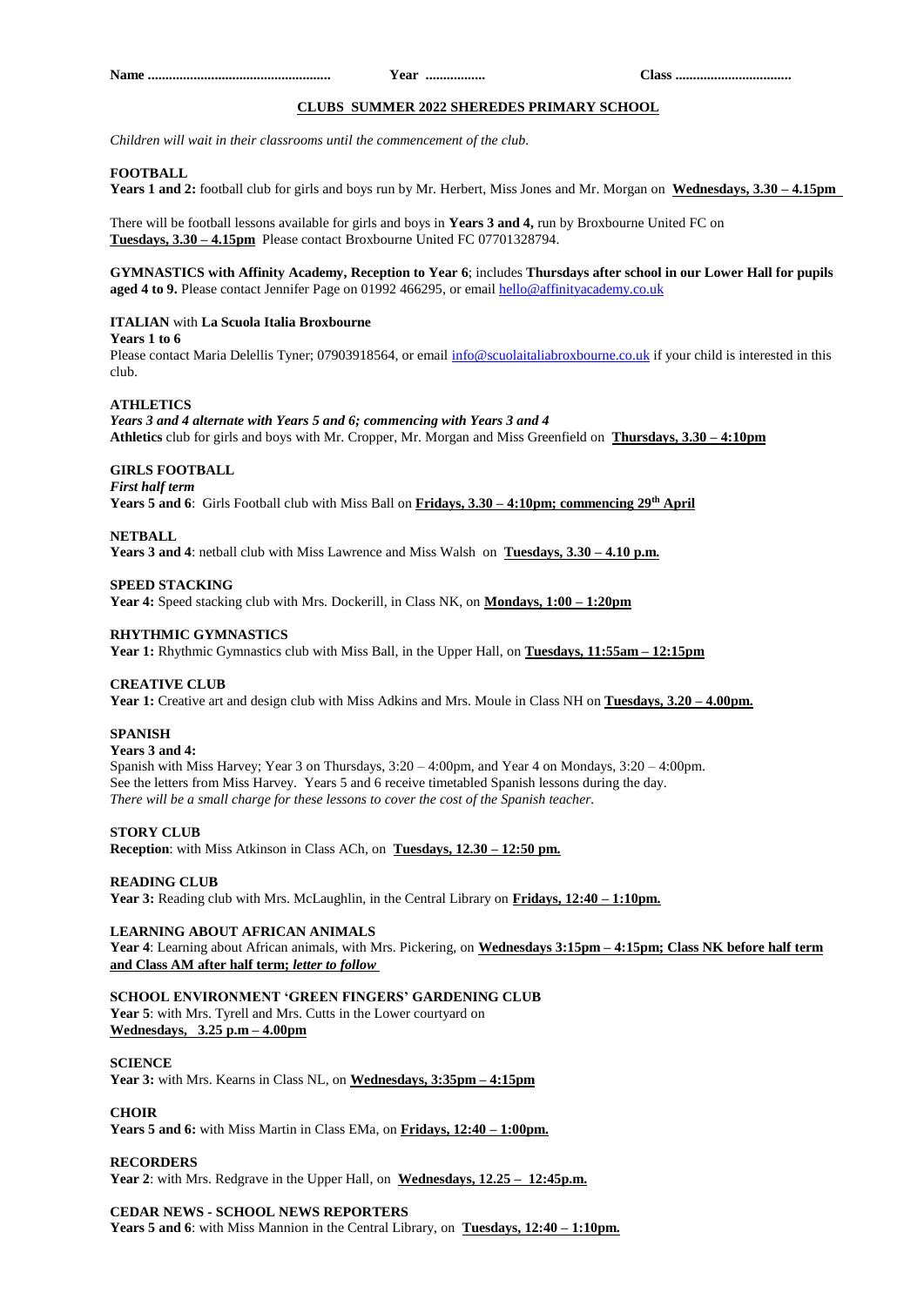**Name ....................................................** **Year .................** **Class .................................**

## CLUBS SUMMER 2022 SHEREDES PRIMARY SCHOOL

*Children will wait in their classrooms until the commencement of the club.*

**FOOTBALL**
**Years 1 and 2:** football club for girls and boys run by Mr. Herbert, Miss Jones and Mr. Morgan on **Wednesdays, 3.30 – 4.15pm**

There will be football lessons available for girls and boys in **Years 3 and 4,** run by Broxbourne United FC on **Tuesdays, 3.30 – 4.15pm** Please contact Broxbourne United FC 07701328794.

**GYMNASTICS with Affinity Academy, Reception to Year 6**; includes **Thursdays after school in our Lower Hall for pupils aged 4 to 9.** Please contact Jennifer Page on 01992 466295, or email hello@affinityacademy.co.uk

**ITALIAN** with **La Scuola Italia Broxbourne**
**Years 1 to 6**
Please contact Maria Delellis Tyner; 07903918564, or email info@scuolaitaliabroxbourne.co.uk if your child is interested in this club.

**ATHLETICS**
***Years 3 and 4 alternate with Years 5 and 6; commencing with Years 3 and 4***
**Athletics** club for girls and boys with Mr. Cropper, Mr. Morgan and Miss Greenfield on **Thursdays, 3.30 – 4:10pm**

**GIRLS FOOTBALL**
***First half term***
**Years 5 and 6**: Girls Football club with Miss Ball on **Fridays, 3.30 – 4:10pm; commencing 29th April**

**NETBALL**
**Years 3 and 4**: netball club with Miss Lawrence and Miss Walsh on **Tuesdays, 3.30 – 4.10 p.m.**

**SPEED STACKING**
**Year 4:** Speed stacking club with Mrs. Dockerill, in Class NK, on **Mondays, 1:00 – 1:20pm**

**RHYTHMIC GYMNASTICS**
**Year 1:** Rhythmic Gymnastics club with Miss Ball, in the Upper Hall, on **Tuesdays, 11:55am – 12:15pm**

**CREATIVE CLUB**
**Year 1:** Creative art and design club with Miss Adkins and Mrs. Moule in Class NH on **Tuesdays, 3.20 – 4.00pm.**

**SPANISH**
**Years 3 and 4:**
Spanish with Miss Harvey; Year 3 on Thursdays, 3:20 – 4:00pm, and Year 4 on Mondays, 3:20 – 4:00pm.
See the letters from Miss Harvey. Years 5 and 6 receive timetabled Spanish lessons during the day.
*There will be a small charge for these lessons to cover the cost of the Spanish teacher.*

**STORY CLUB**
**Reception**: with Miss Atkinson in Class ACh, on **Tuesdays, 12.30 – 12:50 pm.**

**READING CLUB**
**Year 3:** Reading club with Mrs. McLaughlin, in the Central Library on **Fridays, 12:40 – 1:10pm.**

**LEARNING ABOUT AFRICAN ANIMALS**
**Year 4**: Learning about African animals, with Mrs. Pickering, on **Wednesdays 3:15pm – 4:15pm; Class NK before half term and Class AM after half term; *letter to follow***

**SCHOOL ENVIRONMENT 'GREEN FINGERS' GARDENING CLUB**
**Year 5**: with Mrs. Tyrell and Mrs. Cutts in the Lower courtyard on
**Wednesdays, 3.25 p.m – 4.00pm**

**SCIENCE**
**Year 3:** with Mrs. Kearns in Class NL, on **Wednesdays, 3:35pm – 4:15pm**

**CHOIR**
**Years 5 and 6:** with Miss Martin in Class EMa, on **Fridays, 12:40 – 1:00pm.**

**RECORDERS**
**Year 2**: with Mrs. Redgrave in the Upper Hall, on **Wednesdays, 12.25 – 12:45p.m.**

**CEDAR NEWS - SCHOOL NEWS REPORTERS**
**Years 5 and 6**: with Miss Mannion in the Central Library, on **Tuesdays, 12:40 – 1:10pm.**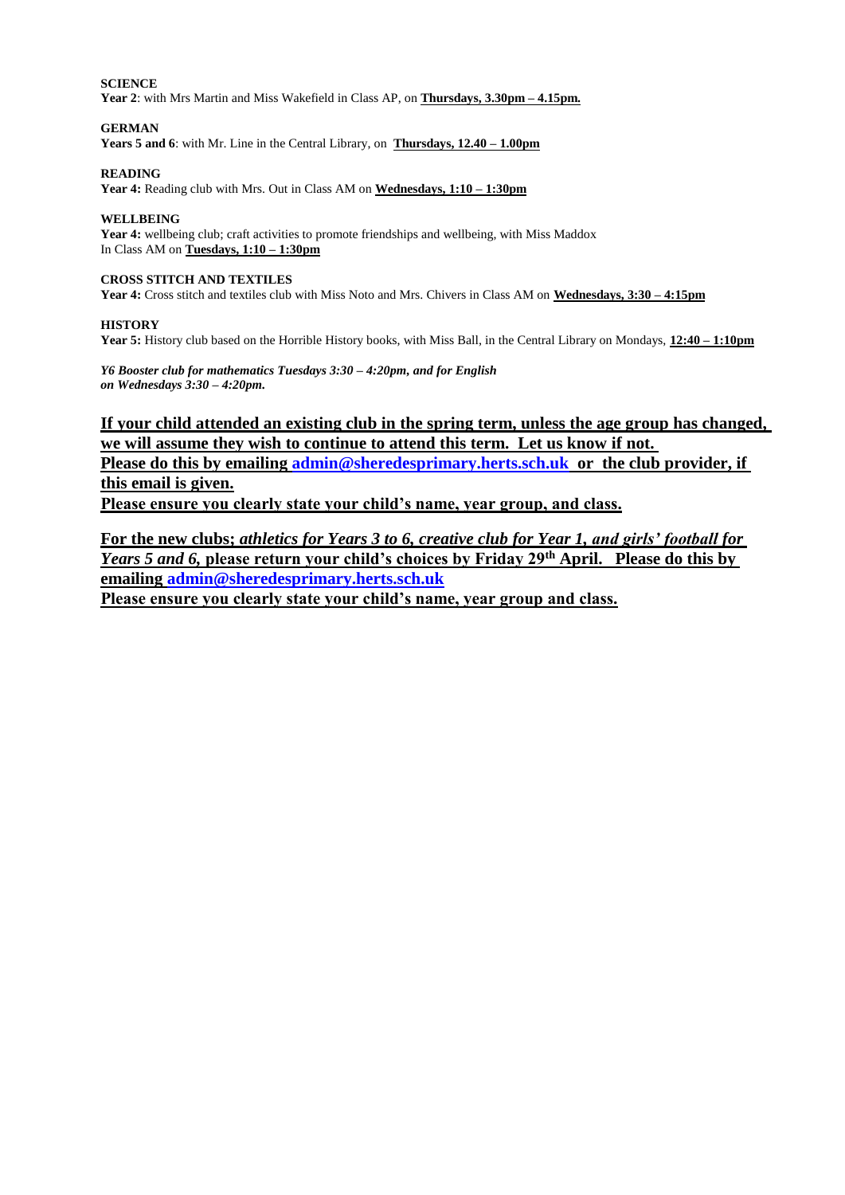**SCIENCE**
**Year 2**: with Mrs Martin and Miss Wakefield in Class AP, on **Thursdays, 3.30pm – 4.15pm.**

**GERMAN**
**Years 5 and 6**: with Mr. Line in the Central Library, on **Thursdays, 12.40 – 1.00pm**

**READING**
**Year 4:** Reading club with Mrs. Out in Class AM on **Wednesdays, 1:10 – 1:30pm**

**WELLBEING**
**Year 4:** wellbeing club; craft activities to promote friendships and wellbeing, with Miss Maddox
In Class AM on **Tuesdays, 1:10 – 1:30pm**

**CROSS STITCH AND TEXTILES**
**Year 4:** Cross stitch and textiles club with Miss Noto and Mrs. Chivers in Class AM on **Wednesdays, 3:30 – 4:15pm**

**HISTORY**
**Year 5:** History club based on the Horrible History books, with Miss Ball, in the Central Library on Mondays, **12:40 – 1:10pm**

***Y6 Booster club for mathematics Tuesdays 3:30 – 4:20pm, and for English on Wednesdays 3:30 – 4:20pm.***

**If your child attended an existing club in the spring term, unless the age group has changed, we will assume they wish to continue to attend this term. Let us know if not.**
**Please do this by emailing admin@sheredesprimary.herts.sch.uk or the club provider, if this email is given.**
**Please ensure you clearly state your child's name, year group, and class.**

**For the new clubs; *athletics for Years 3 to 6, creative club for Year 1, and girls' football for Years 5 and 6,* please return your child's choices by Friday 29th April. Please do this by emailing admin@sheredesprimary.herts.sch.uk**
**Please ensure you clearly state your child's name, year group and class.**